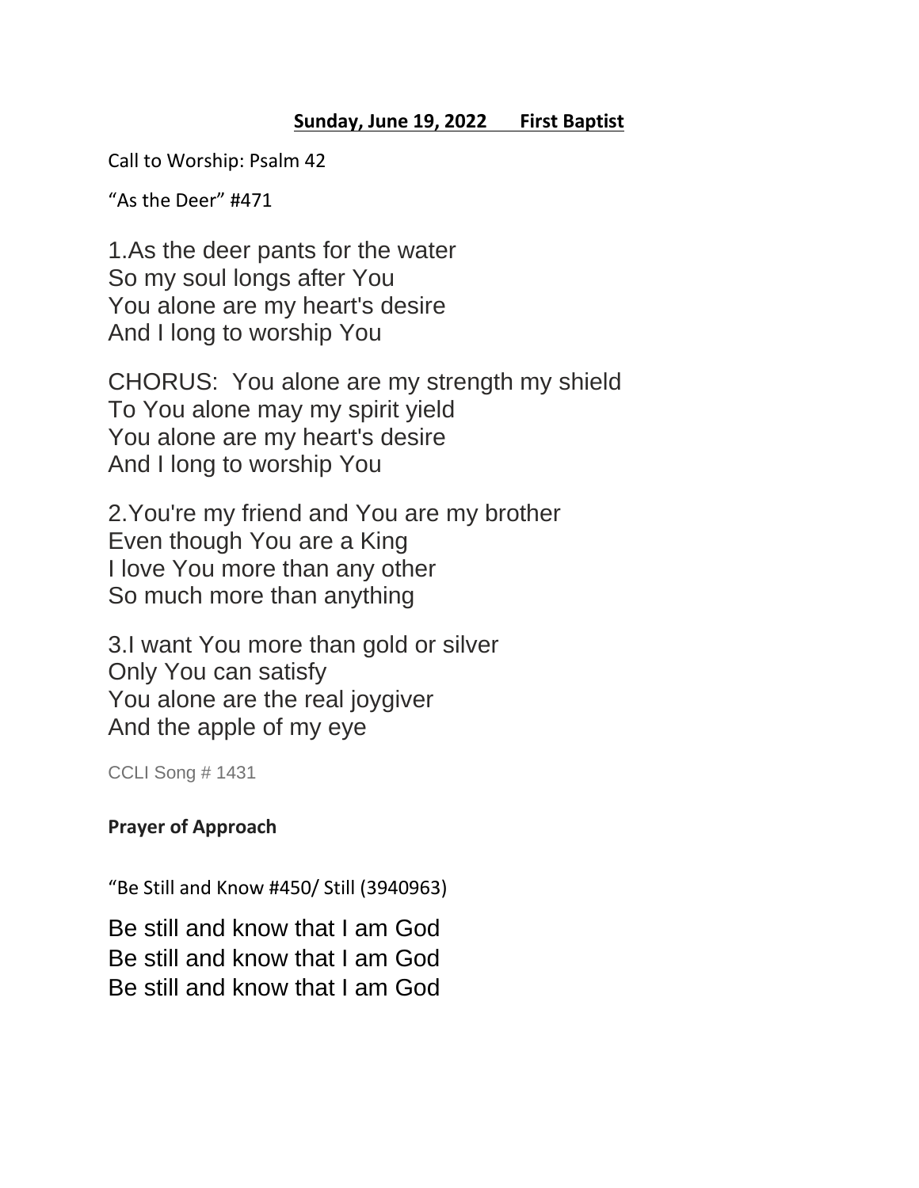**Sunday, June 19, 2022      First Baptist**

Call to Worship: Psalm 42

“As the Deer” #471

1.As the deer pants for the water  
So my soul longs after You  
You alone are my heart's desire  
And I long to worship You

CHORUS:  You alone are my strength my shield  
To You alone may my spirit yield  
You alone are my heart's desire  
And I long to worship You

2.You're my friend and You are my brother  
Even though You are a King  
I love You more than any other  
So much more than anything

3.I want You more than gold or silver  
Only You can satisfy  
You alone are the real joygiver  
And the apple of my eye

CCLI Song # 1431

**Prayer of Approach**

“Be Still and Know #450/ Still (3940963)

Be still and know that I am God  
Be still and know that I am God  
Be still and know that I am God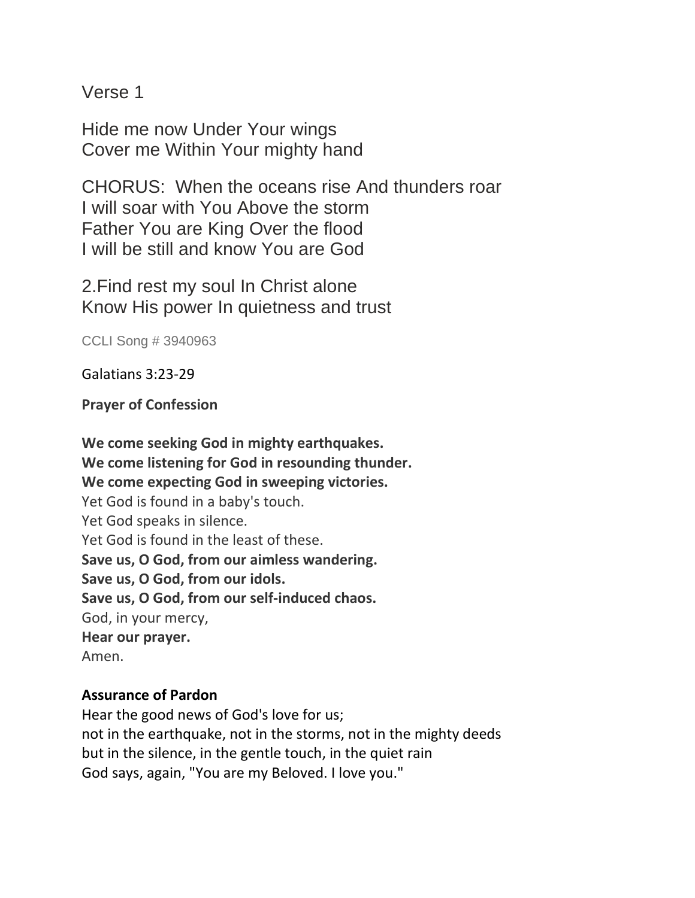Verse 1

Hide me now Under Your wings
Cover me Within Your mighty hand

CHORUS:  When the oceans rise And thunders roar
I will soar with You Above the storm
Father You are King Over the flood
I will be still and know You are God

2.Find rest my soul In Christ alone
Know His power In quietness and trust

CCLI Song # 3940963

Galatians 3:23-29

**Prayer of Confession**

**We come seeking God in mighty earthquakes.**
**We come listening for God in resounding thunder.**
**We come expecting God in sweeping victories.**
Yet God is found in a baby's touch.
Yet God speaks in silence.
Yet God is found in the least of these.
**Save us, O God, from our aimless wandering.**
**Save us, O God, from our idols.**
**Save us, O God, from our self-induced chaos.**
God, in your mercy,
**Hear our prayer.**
Amen.

**Assurance of Pardon**

Hear the good news of God's love for us;
not in the earthquake, not in the storms, not in the mighty deeds
but in the silence, in the gentle touch, in the quiet rain
God says, again, "You are my Beloved. I love you."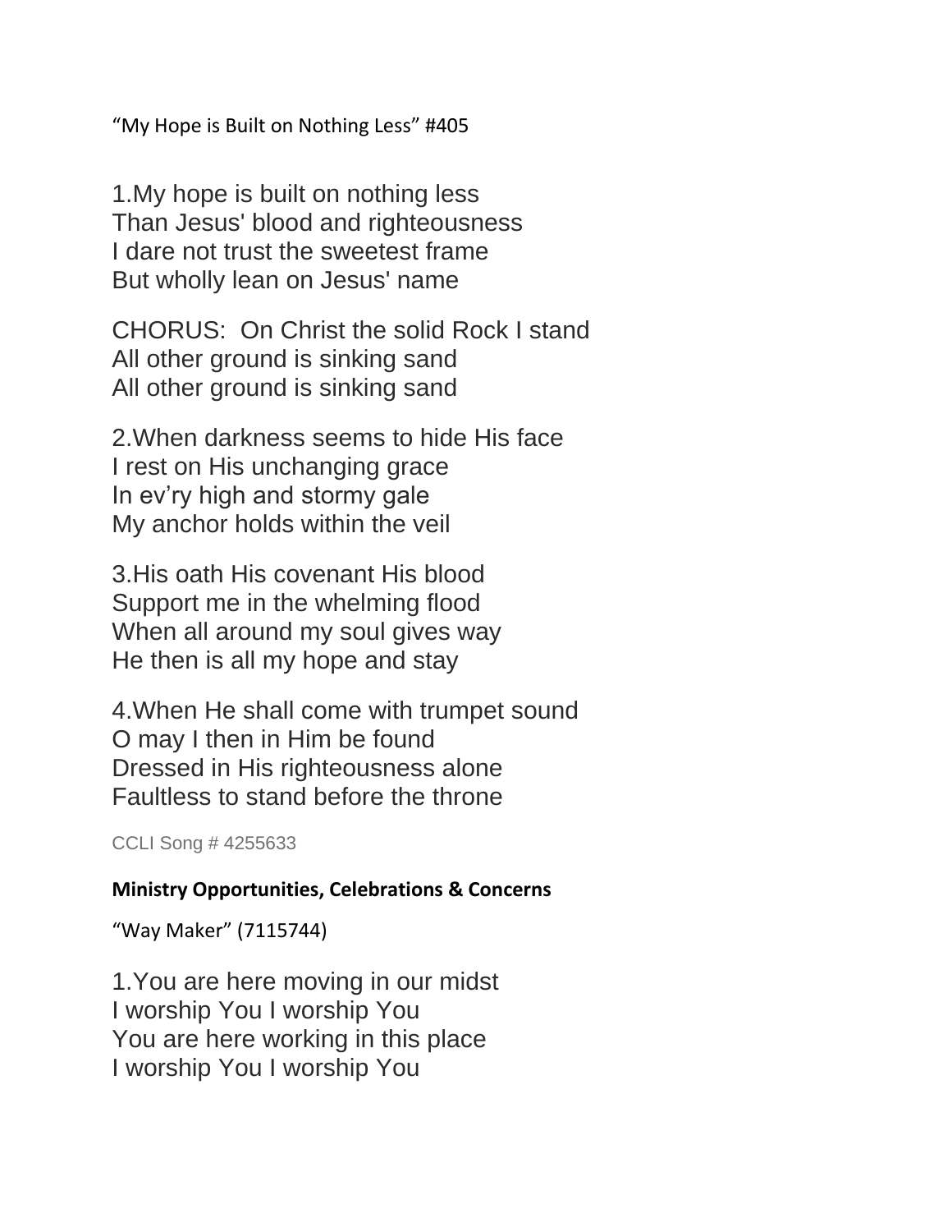"My Hope is Built on Nothing Less" #405

1.My hope is built on nothing less
Than Jesus' blood and righteousness
I dare not trust the sweetest frame
But wholly lean on Jesus' name

CHORUS: On Christ the solid Rock I stand
All other ground is sinking sand
All other ground is sinking sand

2.When darkness seems to hide His face
I rest on His unchanging grace
In ev'ry high and stormy gale
My anchor holds within the veil

3.His oath His covenant His blood
Support me in the whelming flood
When all around my soul gives way
He then is all my hope and stay

4.When He shall come with trumpet sound
O may I then in Him be found
Dressed in His righteousness alone
Faultless to stand before the throne

CCLI Song # 4255633

**Ministry Opportunities, Celebrations & Concerns**

"Way Maker" (7115744)

1.You are here moving in our midst
I worship You I worship You
You are here working in this place
I worship You I worship You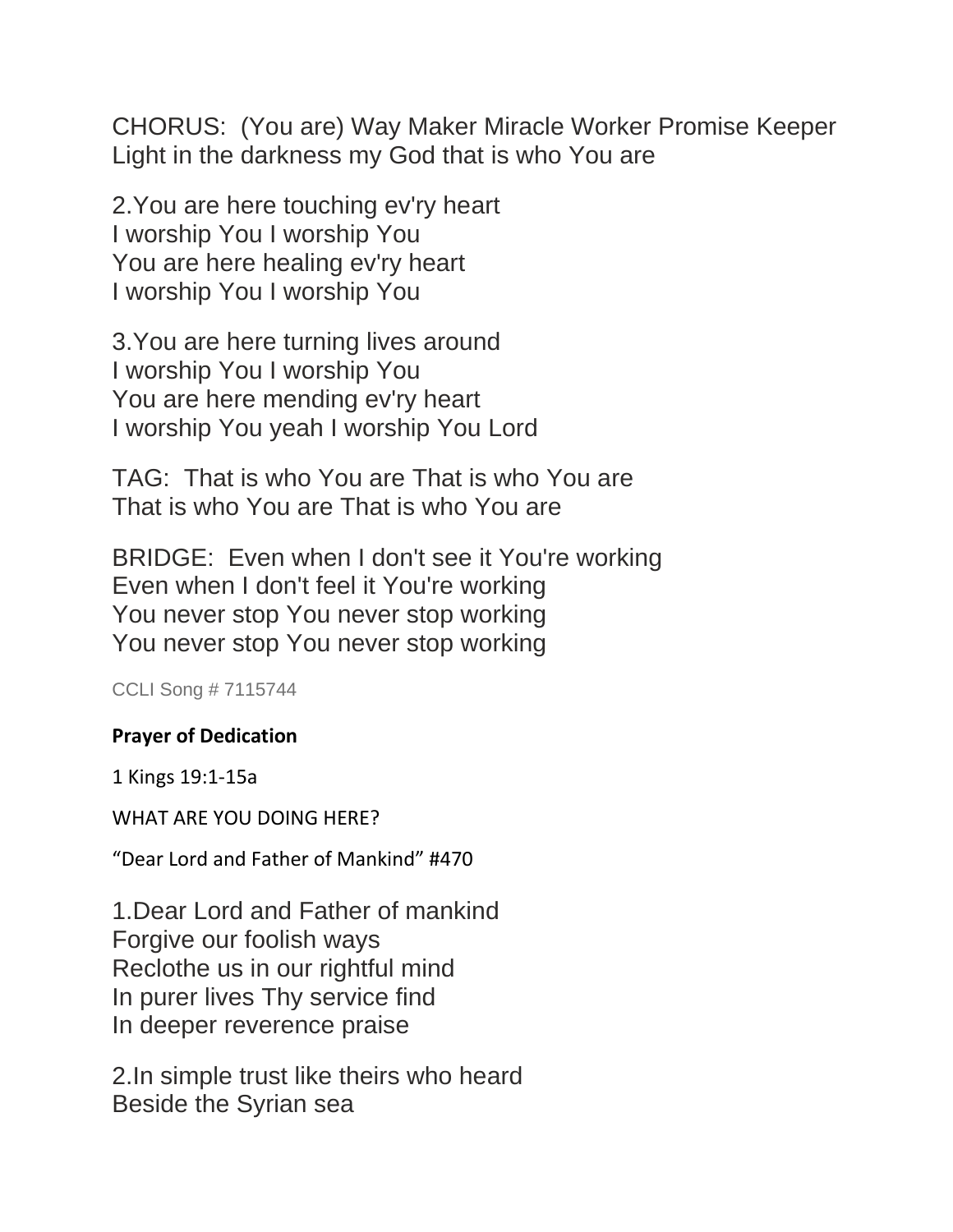CHORUS: (You are) Way Maker Miracle Worker Promise Keeper
Light in the darkness my God that is who You are

2.You are here touching ev'ry heart
I worship You I worship You
You are here healing ev'ry heart
I worship You I worship You

3.You are here turning lives around
I worship You I worship You
You are here mending ev'ry heart
I worship You yeah I worship You Lord

TAG: That is who You are That is who You are
That is who You are That is who You are

BRIDGE: Even when I don't see it You're working
Even when I don't feel it You're working
You never stop You never stop working
You never stop You never stop working

CCLI Song # 7115744

**Prayer of Dedication**

1 Kings 19:1-15a

WHAT ARE YOU DOING HERE?

“Dear Lord and Father of Mankind” #470

1.Dear Lord and Father of mankind
Forgive our foolish ways
Reclothe us in our rightful mind
In purer lives Thy service find
In deeper reverence praise

2.In simple trust like theirs who heard
Beside the Syrian sea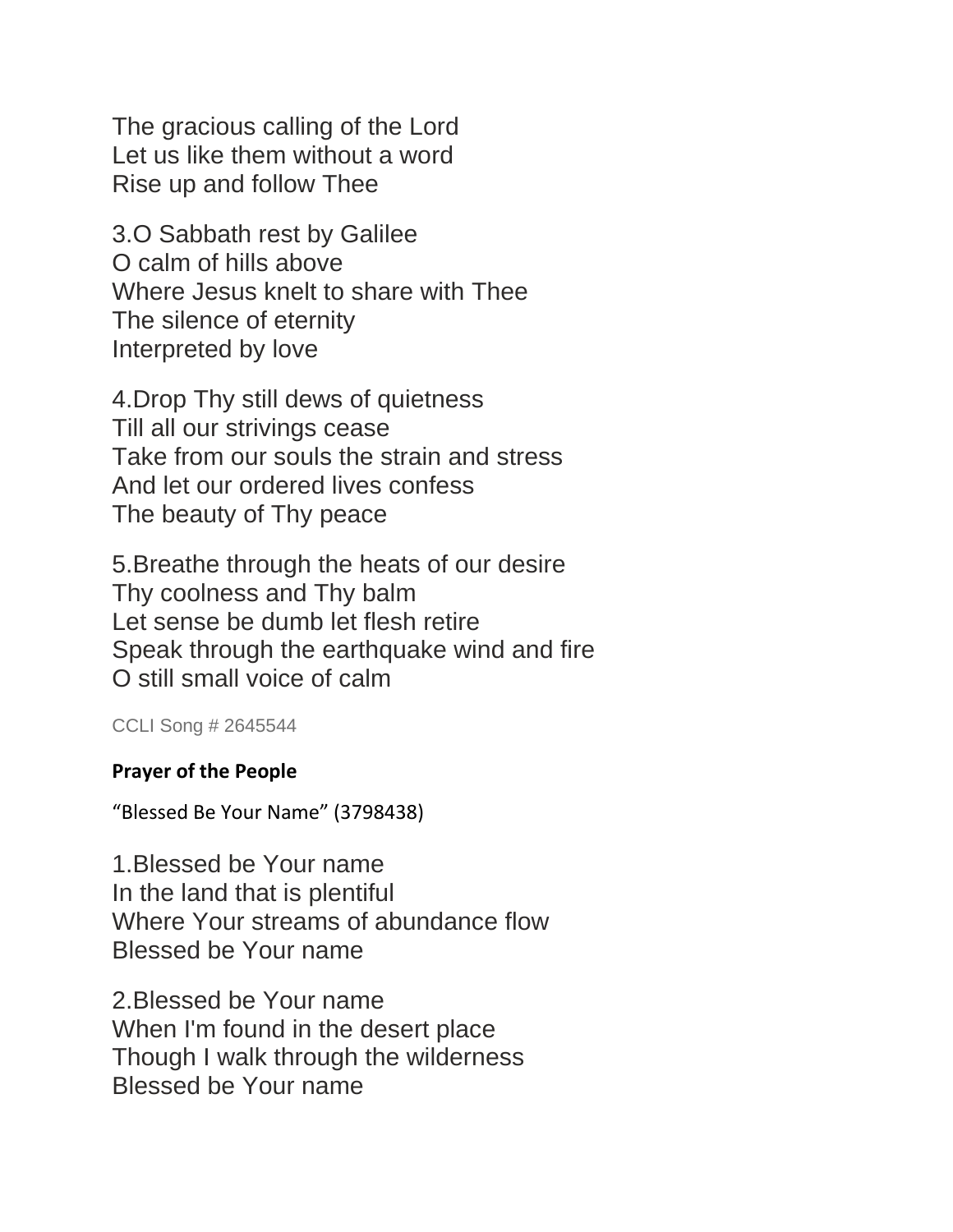The gracious calling of the Lord
Let us like them without a word
Rise up and follow Thee

3.O Sabbath rest by Galilee
O calm of hills above
Where Jesus knelt to share with Thee
The silence of eternity
Interpreted by love

4.Drop Thy still dews of quietness
Till all our strivings cease
Take from our souls the strain and stress
And let our ordered lives confess
The beauty of Thy peace

5.Breathe through the heats of our desire
Thy coolness and Thy balm
Let sense be dumb let flesh retire
Speak through the earthquake wind and fire
O still small voice of calm

CCLI Song # 2645544

**Prayer of the People**

“Blessed Be Your Name” (3798438)

1.Blessed be Your name
In the land that is plentiful
Where Your streams of abundance flow
Blessed be Your name

2.Blessed be Your name
When I'm found in the desert place
Though I walk through the wilderness
Blessed be Your name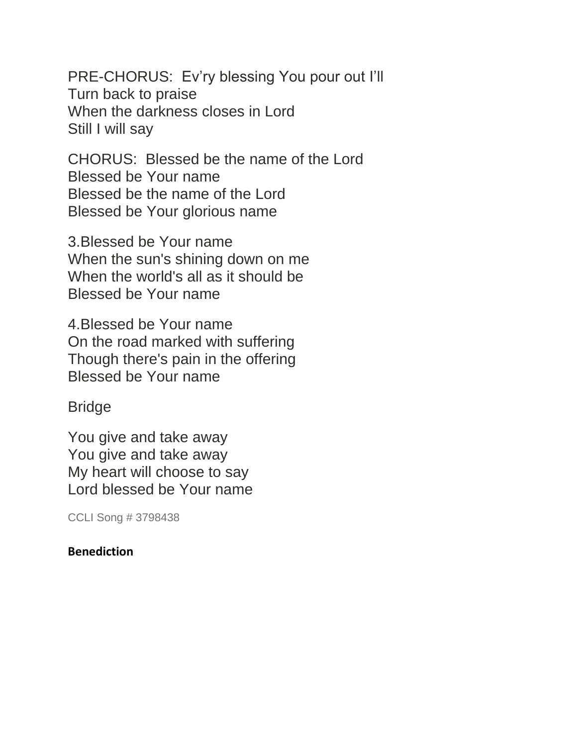PRE-CHORUS:  Ev'ry blessing You pour out I'll
Turn back to praise
When the darkness closes in Lord
Still I will say

CHORUS:  Blessed be the name of the Lord
Blessed be Your name
Blessed be the name of the Lord
Blessed be Your glorious name

3.Blessed be Your name
When the sun's shining down on me
When the world's all as it should be
Blessed be Your name

4.Blessed be Your name
On the road marked with suffering
Though there's pain in the offering
Blessed be Your name

Bridge

You give and take away
You give and take away
My heart will choose to say
Lord blessed be Your name

CCLI Song # 3798438

**Benediction**